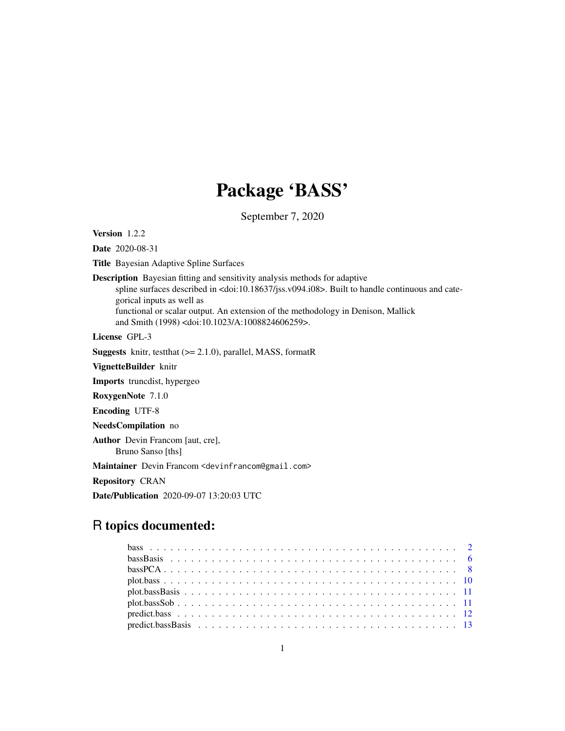# Package 'BASS'

September 7, 2020

**Version** 1.2.2

**Date** 2020-08-31

**Title** Bayesian Adaptive Spline Surfaces

**Description** Bayesian fitting and sensitivity analysis methods for adaptive spline surfaces described in <doi:10.18637/jss.v094.i08>. Built to handle continuous and categorical inputs as well as functional or scalar output. An extension of the methodology in Denison, Mallick and Smith (1998) <doi:10.1023/A:1008824606259>.

**License** GPL-3

**Suggests** knitr, testthat (>= 2.1.0), parallel, MASS, formatR

**VignetteBuilder** knitr

**Imports** truncdist, hypergeo

**RoxygenNote** 7.1.0

**Encoding** UTF-8

**NeedsCompilation** no

**Author** Devin Francom [aut, cre], Bruno Sanso [ths]

**Maintainer** Devin Francom <devinfrancom@gmail.com>

**Repository** CRAN

**Date/Publication** 2020-09-07 13:20:03 UTC

## R topics documented:

| | |
|---|---|
| bass | 2 |
| bassBasis | 6 |
| bassPCA | 8 |
| plot.bass | 10 |
| plot.bassBasis | 11 |
| plot.bassSob | 11 |
| predict.bass | 12 |
| predict.bassBasis | 13 |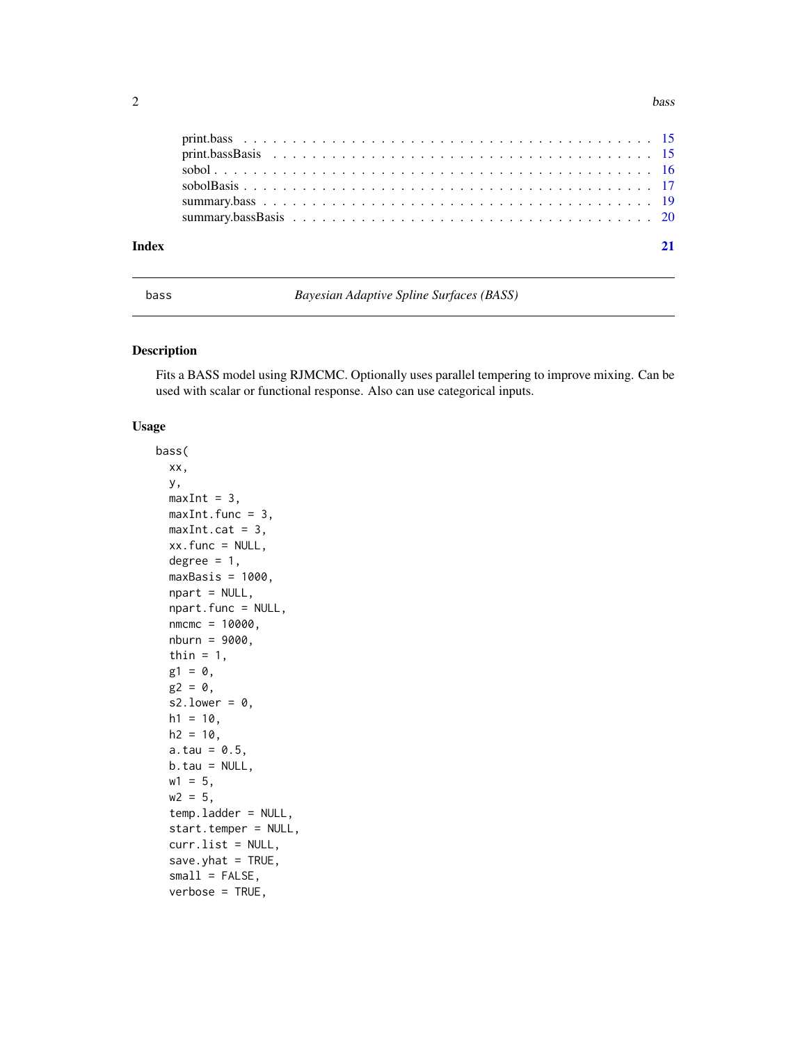print.bass . . . . . . . . . . . . . . . . . . . . . . . . . . . . . . . . . . . . . . . 15
print.bassBasis . . . . . . . . . . . . . . . . . . . . . . . . . . . . . . . . . . . . 15
sobol . . . . . . . . . . . . . . . . . . . . . . . . . . . . . . . . . . . . . . . . . 16
sobolBasis . . . . . . . . . . . . . . . . . . . . . . . . . . . . . . . . . . . . . . 17
summary.bass . . . . . . . . . . . . . . . . . . . . . . . . . . . . . . . . . . . . . 19
summary.bassBasis . . . . . . . . . . . . . . . . . . . . . . . . . . . . . . . . . . 20

**Index** **21**

---

`bass` *Bayesian Adaptive Spline Surfaces (BASS)*

---

## Description

Fits a BASS model using RJMCMC. Optionally uses parallel tempering to improve mixing. Can be used with scalar or functional response. Also can use categorical inputs.

## Usage

```
bass(
  xx,
  y,
  maxInt = 3,
  maxInt.func = 3,
  maxInt.cat = 3,
  xx.func = NULL,
  degree = 1,
  maxBasis = 1000,
  npart = NULL,
  npart.func = NULL,
  nmcmc = 10000,
  nburn = 9000,
  thin = 1,
  g1 = 0,
  g2 = 0,
  s2.lower = 0,
  h1 = 10,
  h2 = 10,
  a.tau = 0.5,
  b.tau = NULL,
  w1 = 5,
  w2 = 5,
  temp.ladder = NULL,
  start.temper = NULL,
  curr.list = NULL,
  save.yhat = TRUE,
  small = FALSE,
  verbose = TRUE,
```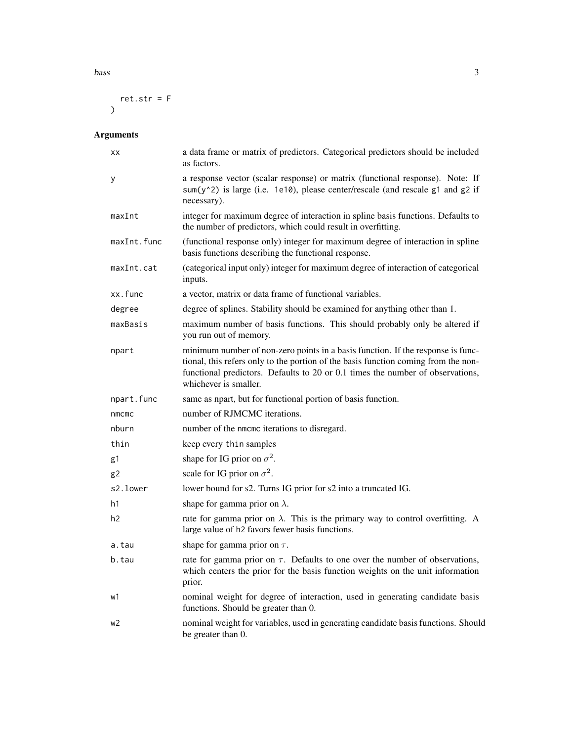```
  ret.str = F
)
```

## Arguments

| | |
|---|---|
| xx | a data frame or matrix of predictors. Categorical predictors should be included as factors. |
| y | a response vector (scalar response) or matrix (functional response). Note: If sum(y^2) is large (i.e. 1e10), please center/rescale (and rescale g1 and g2 if necessary). |
| maxInt | integer for maximum degree of interaction in spline basis functions. Defaults to the number of predictors, which could result in overfitting. |
| maxInt.func | (functional response only) integer for maximum degree of interaction in spline basis functions describing the functional response. |
| maxInt.cat | (categorical input only) integer for maximum degree of interaction of categorical inputs. |
| xx.func | a vector, matrix or data frame of functional variables. |
| degree | degree of splines. Stability should be examined for anything other than 1. |
| maxBasis | maximum number of basis functions. This should probably only be altered if you run out of memory. |
| npart | minimum number of non-zero points in a basis function. If the response is functional, this refers only to the portion of the basis function coming from the non-functional predictors. Defaults to 20 or 0.1 times the number of observations, whichever is smaller. |
| npart.func | same as npart, but for functional portion of basis function. |
| nmcmc | number of RJMCMC iterations. |
| nburn | number of the nmcmc iterations to disregard. |
| thin | keep every thin samples |
| g1 | shape for IG prior on $\sigma^2$. |
| g2 | scale for IG prior on $\sigma^2$. |
| s2.lower | lower bound for s2. Turns IG prior for s2 into a truncated IG. |
| h1 | shape for gamma prior on $\lambda$. |
| h2 | rate for gamma prior on $\lambda$. This is the primary way to control overfitting. A large value of h2 favors fewer basis functions. |
| a.tau | shape for gamma prior on $\tau$. |
| b.tau | rate for gamma prior on $\tau$. Defaults to one over the number of observations, which centers the prior for the basis function weights on the unit information prior. |
| w1 | nominal weight for degree of interaction, used in generating candidate basis functions. Should be greater than 0. |
| w2 | nominal weight for variables, used in generating candidate basis functions. Should be greater than 0. |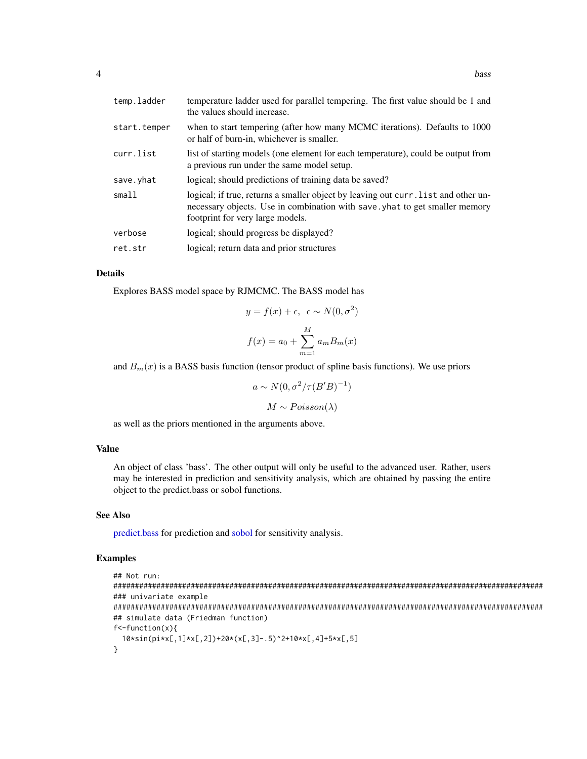| | |
|---|---|
| temp.ladder | temperature ladder used for parallel tempering. The first value should be 1 and the values should increase. |
| start.temper | when to start tempering (after how many MCMC iterations). Defaults to 1000 or half of burn-in, whichever is smaller. |
| curr.list | list of starting models (one element for each temperature), could be output from a previous run under the same model setup. |
| save.yhat | logical; should predictions of training data be saved? |
| small | logical; if true, returns a smaller object by leaving out curr.list and other unnecessary objects. Use in combination with save.yhat to get smaller memory footprint for very large models. |
| verbose | logical; should progress be displayed? |
| ret.str | logical; return data and prior structures |

## Details

Explores BASS model space by RJMCMC. The BASS model has

$$y = f(x) + \epsilon, \;\; \epsilon \sim N(0, \sigma^2)$$

$$f(x) = a_0 + \sum_{m=1}^{M} a_m B_m(x)$$

and $B_m(x)$ is a BASS basis function (tensor product of spline basis functions). We use priors

$$a \sim N(0, \sigma^2/\tau (B'B)^{-1})$$

$$M \sim Poisson(\lambda)$$

as well as the priors mentioned in the arguments above.

## Value

An object of class 'bass'. The other output will only be useful to the advanced user. Rather, users may be interested in prediction and sensitivity analysis, which are obtained by passing the entire object to the predict.bass or sobol functions.

## See Also

predict.bass for prediction and sobol for sensitivity analysis.

## Examples

```
## Not run:
########################################################################################################
### univariate example
########################################################################################################
## simulate data (Friedman function)
f<-function(x){
  10*sin(pi*x[,1]*x[,2])+20*(x[,3]-.5)^2+10*x[,4]+5*x[,5]
}
```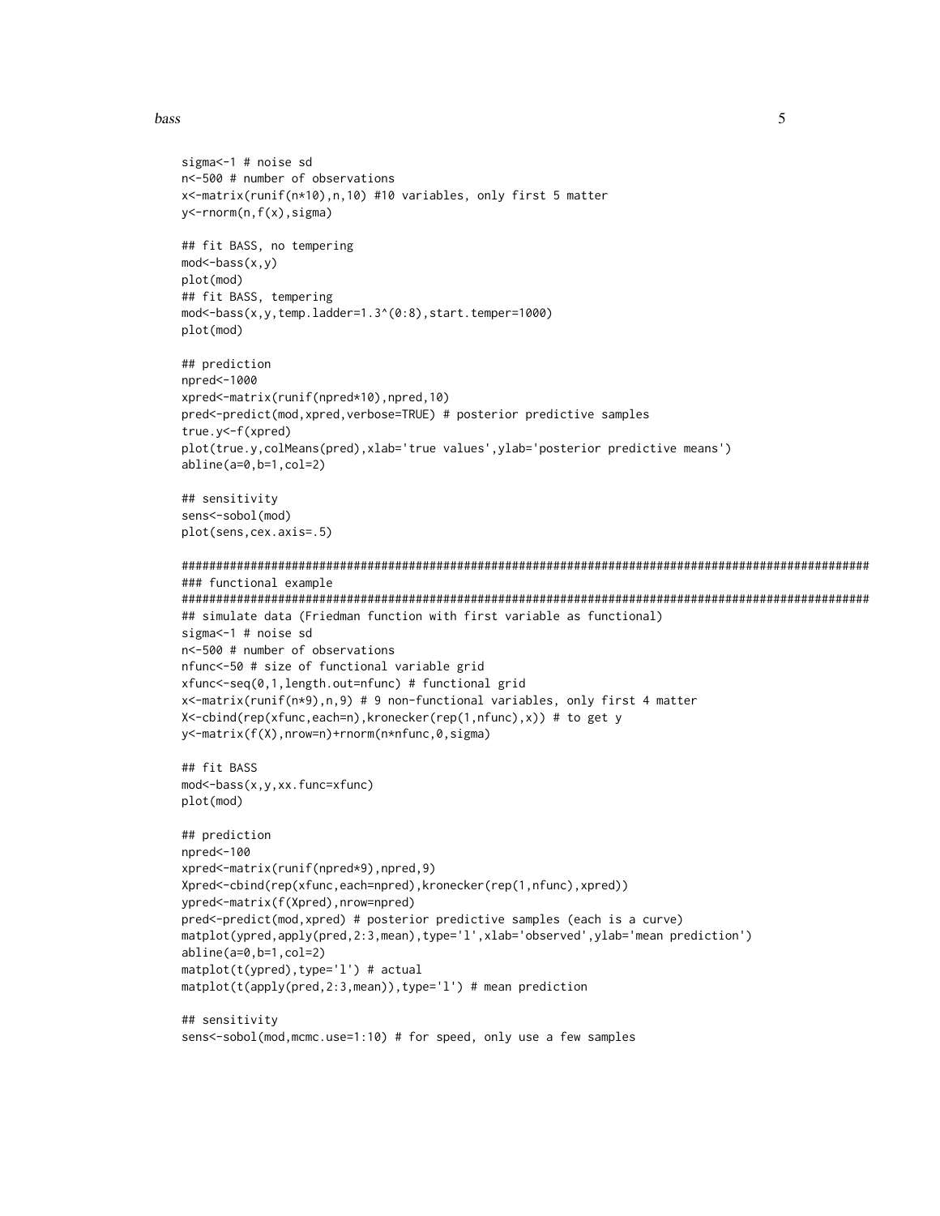```
sigma<-1 # noise sd
n<-500 # number of observations
x<-matrix(runif(n*10),n,10) #10 variables, only first 5 matter
y<-rnorm(n,f(x),sigma)

## fit BASS, no tempering
mod<-bass(x,y)
plot(mod)
## fit BASS, tempering
mod<-bass(x,y,temp.ladder=1.3^(0:8),start.temper=1000)
plot(mod)

## prediction
npred<-1000
xpred<-matrix(runif(npred*10),npred,10)
pred<-predict(mod,xpred,verbose=TRUE) # posterior predictive samples
true.y<-f(xpred)
plot(true.y,colMeans(pred),xlab='true values',ylab='posterior predictive means')
abline(a=0,b=1,col=2)

## sensitivity
sens<-sobol(mod)
plot(sens,cex.axis=.5)

####################################################################################################
### functional example
####################################################################################################
## simulate data (Friedman function with first variable as functional)
sigma<-1 # noise sd
n<-500 # number of observations
nfunc<-50 # size of functional variable grid
xfunc<-seq(0,1,length.out=nfunc) # functional grid
x<-matrix(runif(n*9),n,9) # 9 non-functional variables, only first 4 matter
X<-cbind(rep(xfunc,each=n),kronecker(rep(1,nfunc),x)) # to get y
y<-matrix(f(X),nrow=n)+rnorm(n*nfunc,0,sigma)

## fit BASS
mod<-bass(x,y,xx.func=xfunc)
plot(mod)

## prediction
npred<-100
xpred<-matrix(runif(npred*9),npred,9)
Xpred<-cbind(rep(xfunc,each=npred),kronecker(rep(1,nfunc),xpred))
ypred<-matrix(f(Xpred),nrow=npred)
pred<-predict(mod,xpred) # posterior predictive samples (each is a curve)
matplot(ypred,apply(pred,2:3,mean),type='l',xlab='observed',ylab='mean prediction')
abline(a=0,b=1,col=2)
matplot(t(ypred),type='l') # actual
matplot(t(apply(pred,2:3,mean)),type='l') # mean prediction

## sensitivity
sens<-sobol(mod,mcmc.use=1:10) # for speed, only use a few samples
```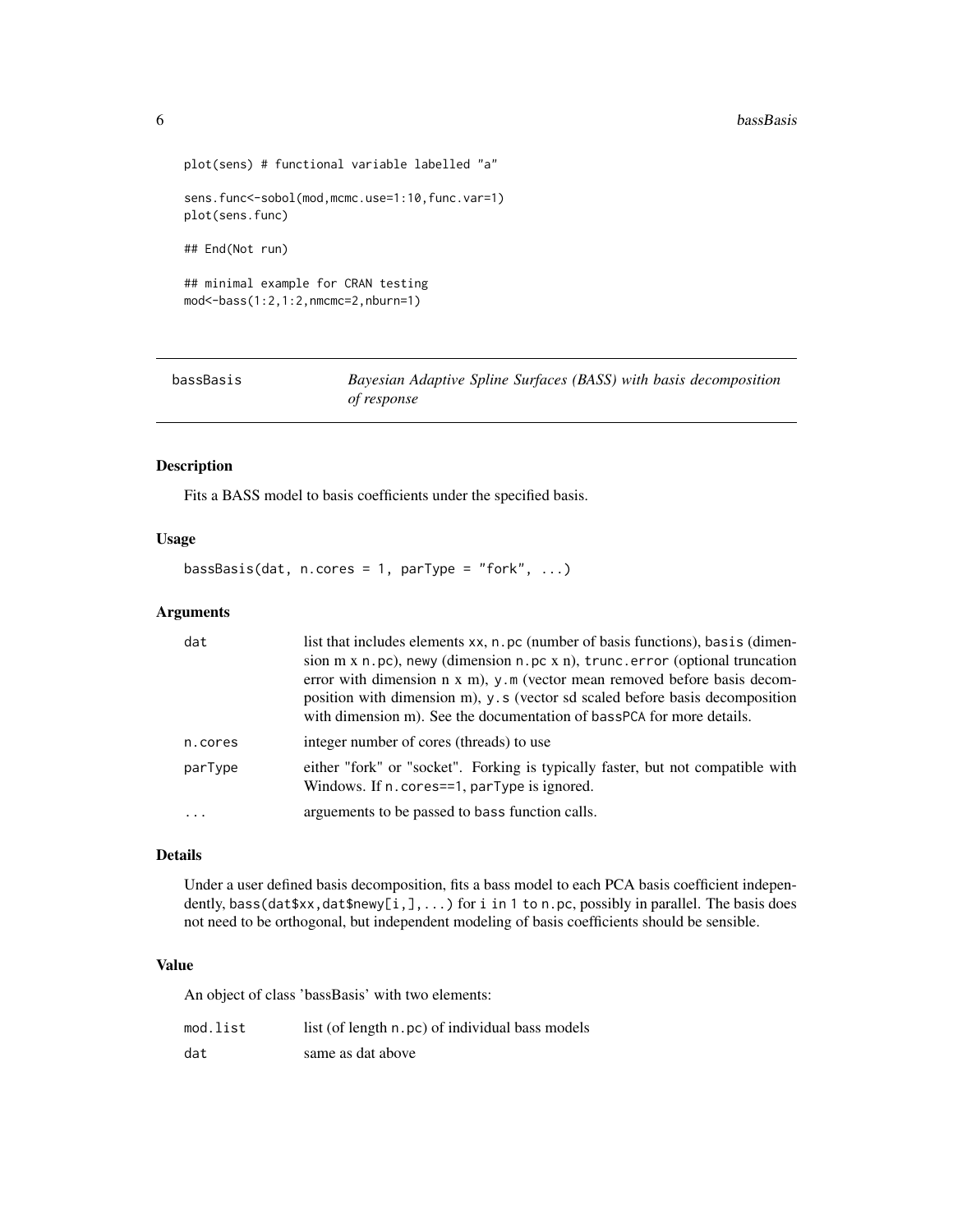```
plot(sens) # functional variable labelled "a"

sens.func<-sobol(mod,mcmc.use=1:10,func.var=1)
plot(sens.func)

## End(Not run)

## minimal example for CRAN testing
mod<-bass(1:2,1:2,nmcmc=2,nburn=1)
```

---

## bassBasis — *Bayesian Adaptive Spline Surfaces (BASS) with basis decomposition of response*

---

### Description

Fits a BASS model to basis coefficients under the specified basis.

### Usage

```
bassBasis(dat, n.cores = 1, parType = "fork", ...)
```

### Arguments

| | |
|---|---|
| dat | list that includes elements xx, n.pc (number of basis functions), basis (dimension m x n.pc), newy (dimension n.pc x n), trunc.error (optional truncation error with dimension n x m), y.m (vector mean removed before basis decomposition with dimension m), y.s (vector sd scaled before basis decomposition with dimension m). See the documentation of bassPCA for more details. |
| n.cores | integer number of cores (threads) to use |
| parType | either "fork" or "socket". Forking is typically faster, but not compatible with Windows. If n.cores==1, parType is ignored. |
| ... | arguements to be passed to bass function calls. |

### Details

Under a user defined basis decomposition, fits a bass model to each PCA basis coefficient independently, bass(dat$xx,dat$newy[i,],...) for i in 1 to n.pc, possibly in parallel. The basis does not need to be orthogonal, but independent modeling of basis coefficients should be sensible.

### Value

An object of class 'bassBasis' with two elements:

| | |
|---|---|
| mod.list | list (of length n.pc) of individual bass models |
| dat | same as dat above |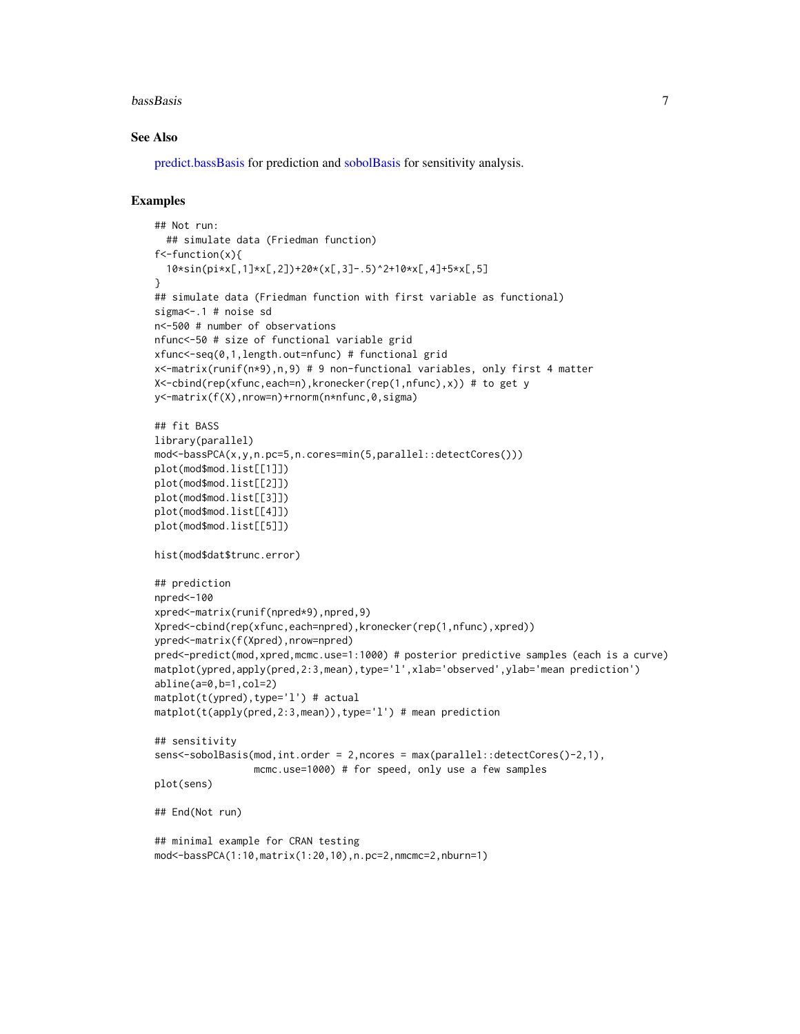### See Also

predict.bassBasis for prediction and sobolBasis for sensitivity analysis.

### Examples

```
## Not run:
  ## simulate data (Friedman function)
f<-function(x){
  10*sin(pi*x[,1]*x[,2])+20*(x[,3]-.5)^2+10*x[,4]+5*x[,5]
}
## simulate data (Friedman function with first variable as functional)
sigma<-.1 # noise sd
n<-500 # number of observations
nfunc<-50 # size of functional variable grid
xfunc<-seq(0,1,length.out=nfunc) # functional grid
x<-matrix(runif(n*9),n,9) # 9 non-functional variables, only first 4 matter
X<-cbind(rep(xfunc,each=n),kronecker(rep(1,nfunc),x)) # to get y
y<-matrix(f(X),nrow=n)+rnorm(n*nfunc,0,sigma)

## fit BASS
library(parallel)
mod<-bassPCA(x,y,n.pc=5,n.cores=min(5,parallel::detectCores()))
plot(mod$mod.list[[1]])
plot(mod$mod.list[[2]])
plot(mod$mod.list[[3]])
plot(mod$mod.list[[4]])
plot(mod$mod.list[[5]])

hist(mod$dat$trunc.error)

## prediction
npred<-100
xpred<-matrix(runif(npred*9),npred,9)
Xpred<-cbind(rep(xfunc,each=npred),kronecker(rep(1,nfunc),xpred))
ypred<-matrix(f(Xpred),nrow=npred)
pred<-predict(mod,xpred,mcmc.use=1:1000) # posterior predictive samples (each is a curve)
matplot(ypred,apply(pred,2:3,mean),type='l',xlab='observed',ylab='mean prediction')
abline(a=0,b=1,col=2)
matplot(t(ypred),type='l') # actual
matplot(t(apply(pred,2:3,mean)),type='l') # mean prediction

## sensitivity
sens<-sobolBasis(mod,int.order = 2,ncores = max(parallel::detectCores()-2,1),
                 mcmc.use=1000) # for speed, only use a few samples
plot(sens)

## End(Not run)

## minimal example for CRAN testing
mod<-bassPCA(1:10,matrix(1:20,10),n.pc=2,nmcmc=2,nburn=1)
```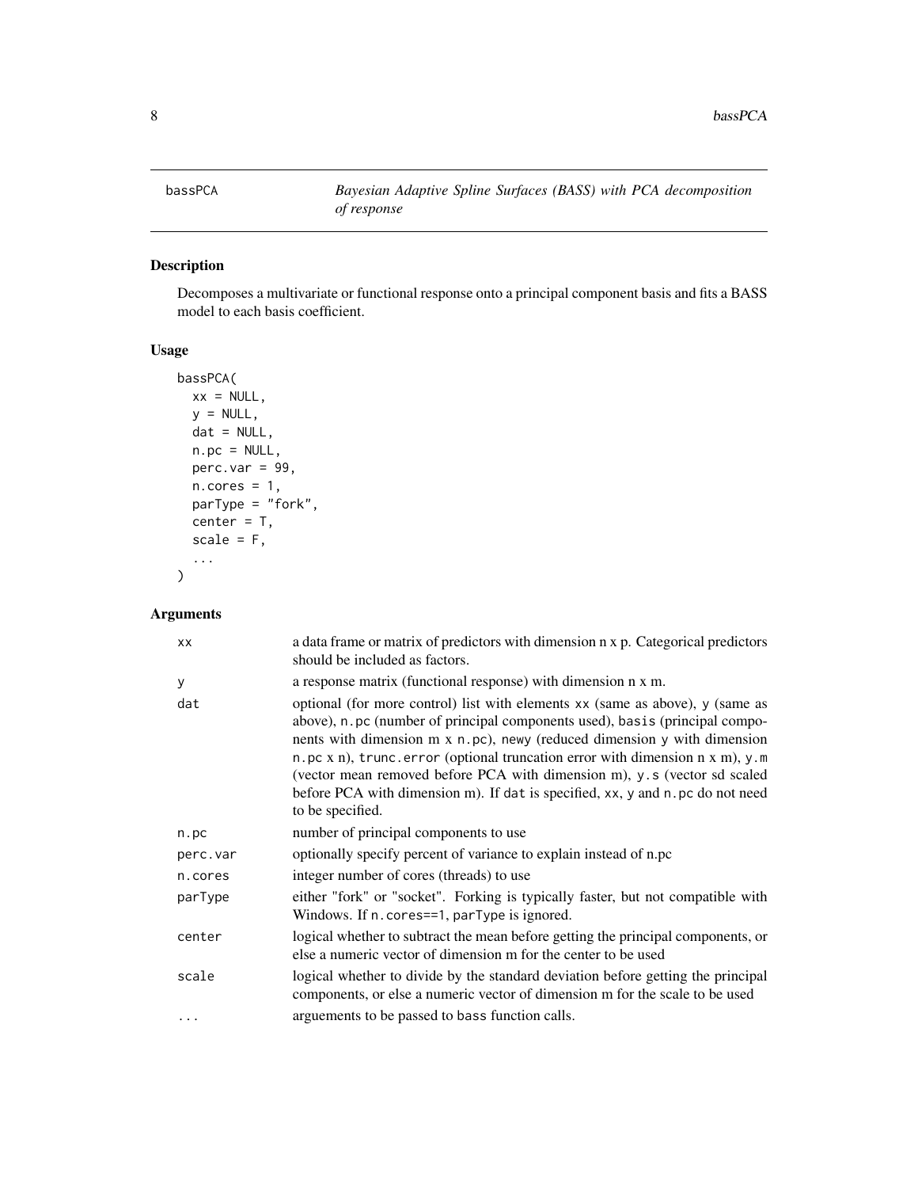## bassPCA    *Bayesian Adaptive Spline Surfaces (BASS) with PCA decomposition of response*

### Description

Decomposes a multivariate or functional response onto a principal component basis and fits a BASS model to each basis coefficient.

### Usage

```
bassPCA(
  xx = NULL,
  y = NULL,
  dat = NULL,
  n.pc = NULL,
  perc.var = 99,
  n.cores = 1,
  parType = "fork",
  center = T,
  scale = F,
  ...
)
```

### Arguments

| | |
|---|---|
| xx | a data frame or matrix of predictors with dimension n x p. Categorical predictors should be included as factors. |
| y | a response matrix (functional response) with dimension n x m. |
| dat | optional (for more control) list with elements xx (same as above), y (same as above), n.pc (number of principal components used), basis (principal components with dimension m x n.pc), newy (reduced dimension y with dimension n.pc x n), trunc.error (optional truncation error with dimension n x m), y.m (vector mean removed before PCA with dimension m), y.s (vector sd scaled before PCA with dimension m). If dat is specified, xx, y and n.pc do not need to be specified. |
| n.pc | number of principal components to use |
| perc.var | optionally specify percent of variance to explain instead of n.pc |
| n.cores | integer number of cores (threads) to use |
| parType | either "fork" or "socket". Forking is typically faster, but not compatible with Windows. If n.cores==1, parType is ignored. |
| center | logical whether to subtract the mean before getting the principal components, or else a numeric vector of dimension m for the center to be used |
| scale | logical whether to divide by the standard deviation before getting the principal components, or else a numeric vector of dimension m for the scale to be used |
| ... | arguements to be passed to bass function calls. |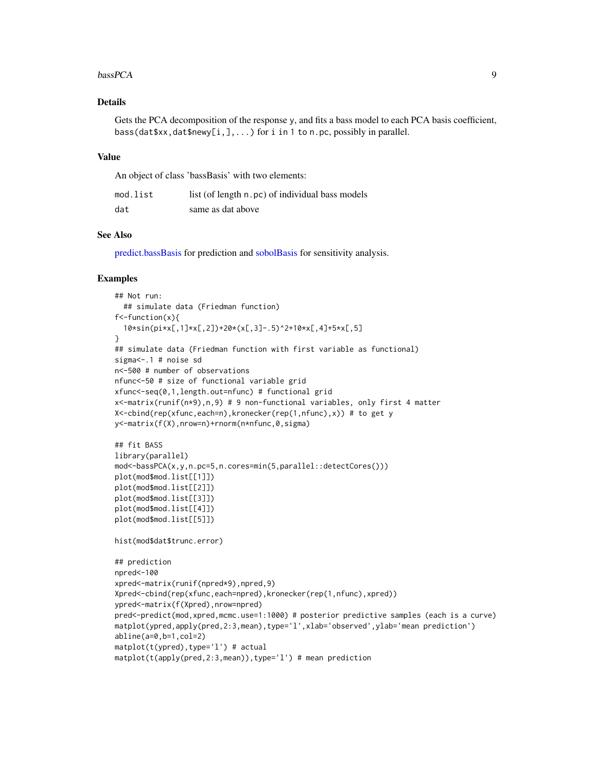## Details

Gets the PCA decomposition of the response y, and fits a bass model to each PCA basis coefficient, `bass(dat$xx,dat$newy[i,],...)` for i in 1 to n.pc, possibly in parallel.

## Value

An object of class 'bassBasis' with two elements:

| | |
|---|---|
| mod.list | list (of length n.pc) of individual bass models |
| dat | same as dat above |

## See Also

predict.bassBasis for prediction and sobolBasis for sensitivity analysis.

## Examples

```
## Not run:
  ## simulate data (Friedman function)
f<-function(x){
  10*sin(pi*x[,1]*x[,2])+20*(x[,3]-.5)^2+10*x[,4]+5*x[,5]
}
## simulate data (Friedman function with first variable as functional)
sigma<-.1 # noise sd
n<-500 # number of observations
nfunc<-50 # size of functional variable grid
xfunc<-seq(0,1,length.out=nfunc) # functional grid
x<-matrix(runif(n*9),n,9) # 9 non-functional variables, only first 4 matter
X<-cbind(rep(xfunc,each=n),kronecker(rep(1,nfunc),x)) # to get y
y<-matrix(f(X),nrow=n)+rnorm(n*nfunc,0,sigma)

## fit BASS
library(parallel)
mod<-bassPCA(x,y,n.pc=5,n.cores=min(5,parallel::detectCores()))
plot(mod$mod.list[[1]])
plot(mod$mod.list[[2]])
plot(mod$mod.list[[3]])
plot(mod$mod.list[[4]])
plot(mod$mod.list[[5]])

hist(mod$dat$trunc.error)

## prediction
npred<-100
xpred<-matrix(runif(npred*9),npred,9)
Xpred<-cbind(rep(xfunc,each=npred),kronecker(rep(1,nfunc),xpred))
ypred<-matrix(f(Xpred),nrow=npred)
pred<-predict(mod,xpred,mcmc.use=1:1000) # posterior predictive samples (each is a curve)
matplot(ypred,apply(pred,2:3,mean),type='l',xlab='observed',ylab='mean prediction')
abline(a=0,b=1,col=2)
matplot(t(ypred),type='l') # actual
matplot(t(apply(pred,2:3,mean)),type='l') # mean prediction
```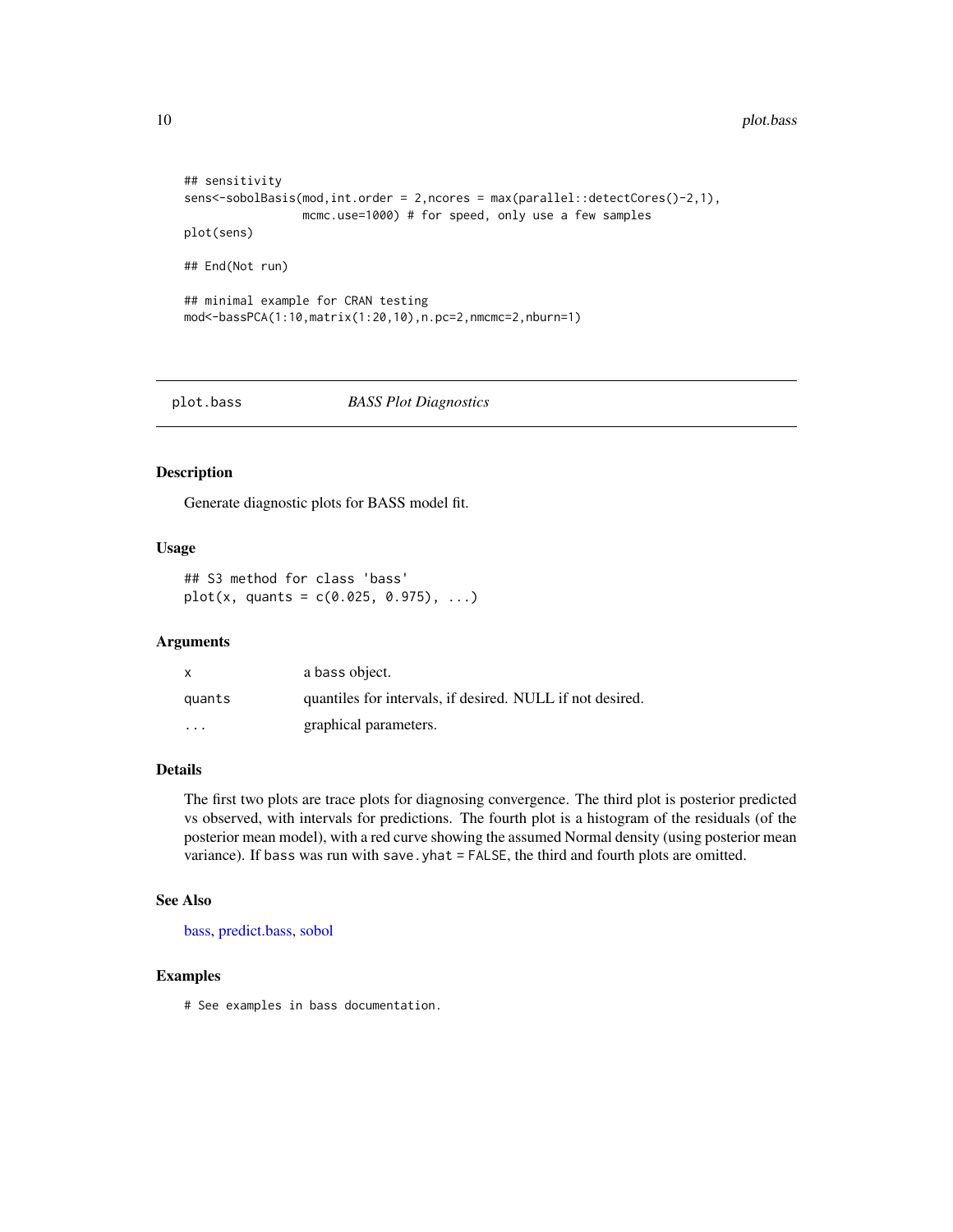```
## sensitivity
sens<-sobolBasis(mod,int.order = 2,ncores = max(parallel::detectCores()-2,1),
                 mcmc.use=1000) # for speed, only use a few samples
plot(sens)

## End(Not run)

## minimal example for CRAN testing
mod<-bassPCA(1:10,matrix(1:20,10),n.pc=2,nmcmc=2,nburn=1)
```

## plot.bass — *BASS Plot Diagnostics*

### Description

Generate diagnostic plots for BASS model fit.

### Usage

```
## S3 method for class 'bass'
plot(x, quants = c(0.025, 0.975), ...)
```

### Arguments

| | |
|---|---|
| x | a bass object. |
| quants | quantiles for intervals, if desired. NULL if not desired. |
| ... | graphical parameters. |

### Details

The first two plots are trace plots for diagnosing convergence. The third plot is posterior predicted vs observed, with intervals for predictions. The fourth plot is a histogram of the residuals (of the posterior mean model), with a red curve showing the assumed Normal density (using posterior mean variance). If bass was run with save.yhat = FALSE, the third and fourth plots are omitted.

### See Also

bass, predict.bass, sobol

### Examples

```
# See examples in bass documentation.
```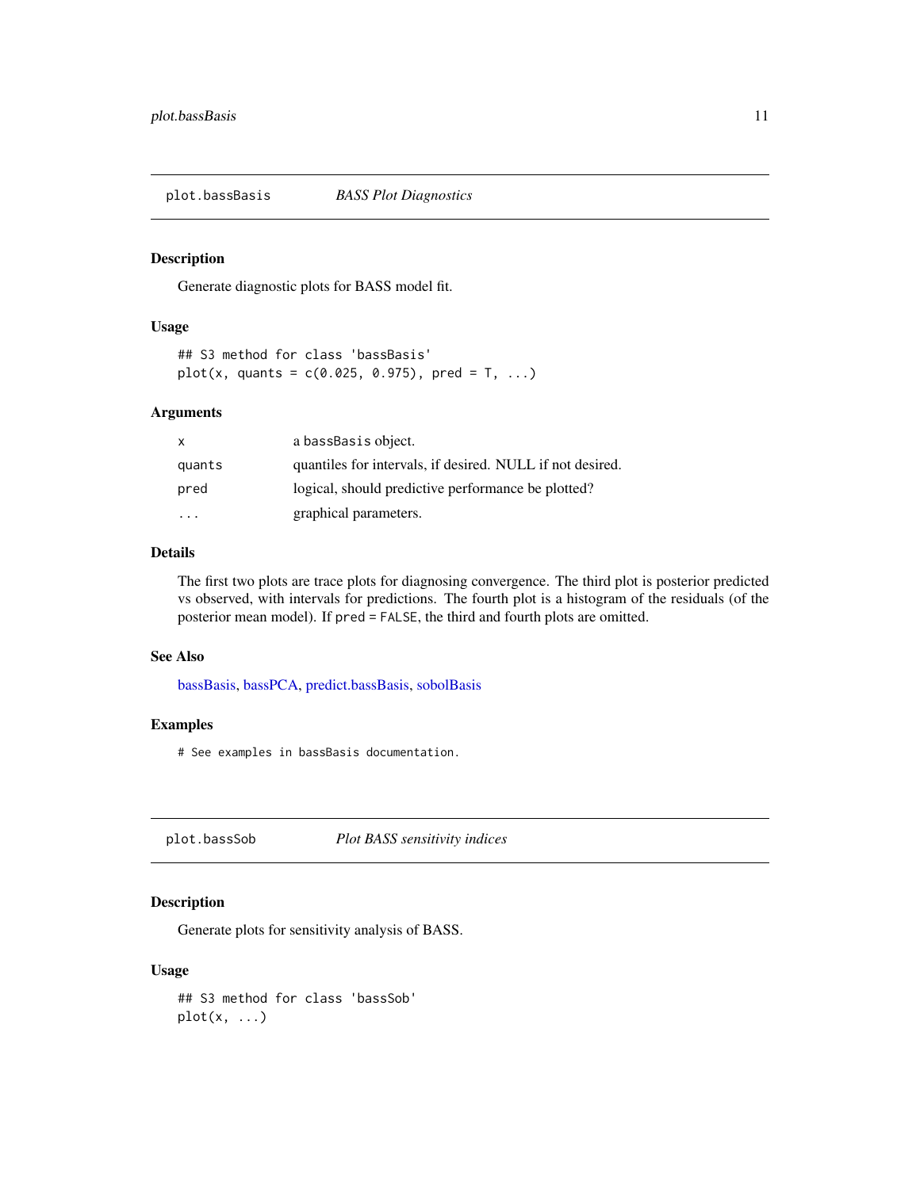## plot.bassBasis *BASS Plot Diagnostics*

### Description

Generate diagnostic plots for BASS model fit.

### Usage

```
## S3 method for class 'bassBasis'
plot(x, quants = c(0.025, 0.975), pred = T, ...)
```

### Arguments

| | |
|---|---|
| x | a bassBasis object. |
| quants | quantiles for intervals, if desired. NULL if not desired. |
| pred | logical, should predictive performance be plotted? |
| ... | graphical parameters. |

### Details

The first two plots are trace plots for diagnosing convergence. The third plot is posterior predicted vs observed, with intervals for predictions. The fourth plot is a histogram of the residuals (of the posterior mean model). If `pred = FALSE`, the third and fourth plots are omitted.

### See Also

bassBasis, bassPCA, predict.bassBasis, sobolBasis

### Examples

```
# See examples in bassBasis documentation.
```

## plot.bassSob *Plot BASS sensitivity indices*

### Description

Generate plots for sensitivity analysis of BASS.

### Usage

```
## S3 method for class 'bassSob'
plot(x, ...)
```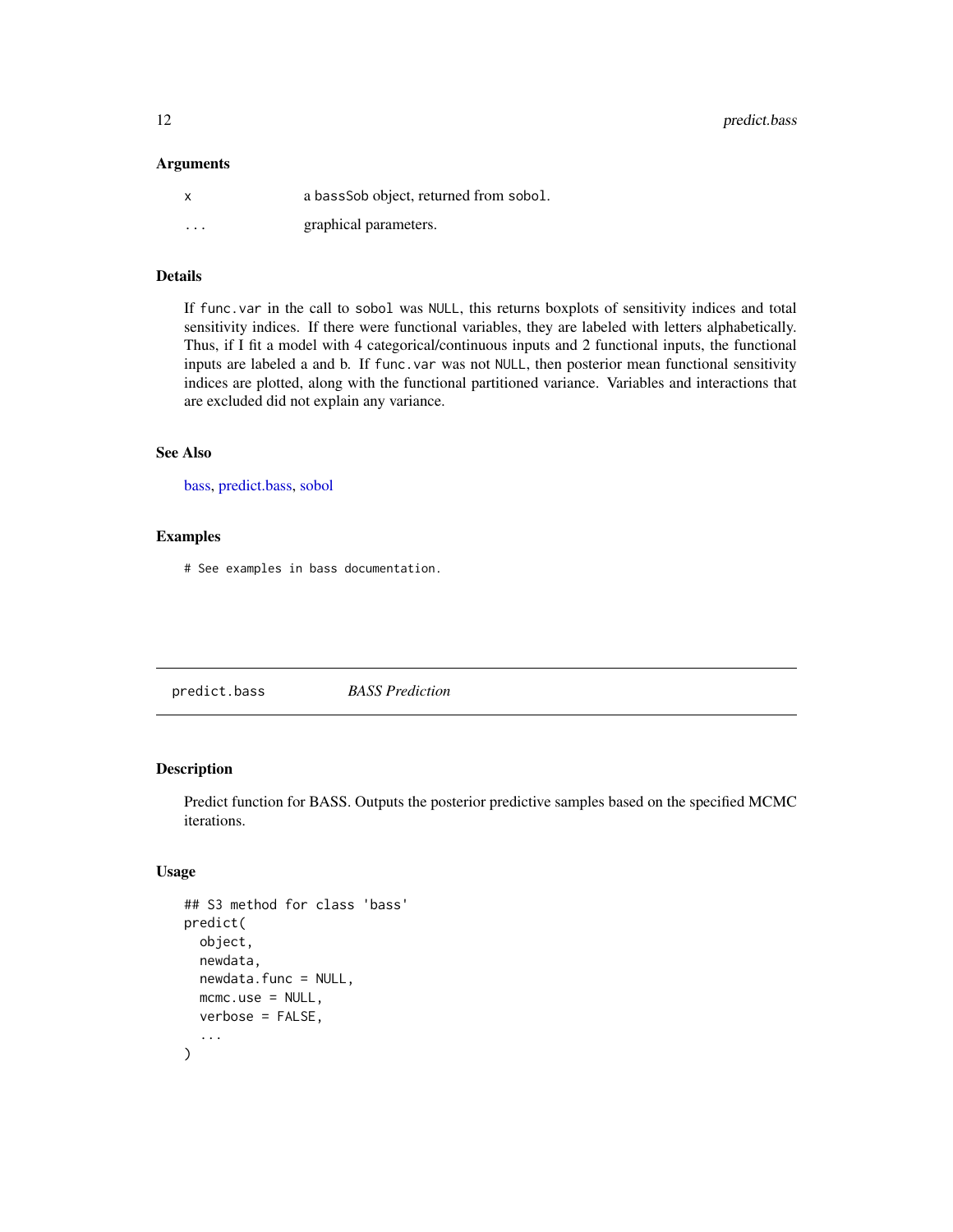### Arguments

| | |
|---|---|
| `x` | a `bassSob` object, returned from `sobol`. |
| `...` | graphical parameters. |

### Details

If `func.var` in the call to `sobol` was `NULL`, this returns boxplots of sensitivity indices and total sensitivity indices. If there were functional variables, they are labeled with letters alphabetically. Thus, if I fit a model with 4 categorical/continuous inputs and 2 functional inputs, the functional inputs are labeled a and b. If `func.var` was not `NULL`, then posterior mean functional sensitivity indices are plotted, along with the functional partitioned variance. Variables and interactions that are excluded did not explain any variance.

### See Also

bass, predict.bass, sobol

### Examples

```
# See examples in bass documentation.
```

---

## predict.bass *BASS Prediction*

### Description

Predict function for BASS. Outputs the posterior predictive samples based on the specified MCMC iterations.

### Usage

```
## S3 method for class 'bass'
predict(
  object,
  newdata,
  newdata.func = NULL,
  mcmc.use = NULL,
  verbose = FALSE,
  ...
)
```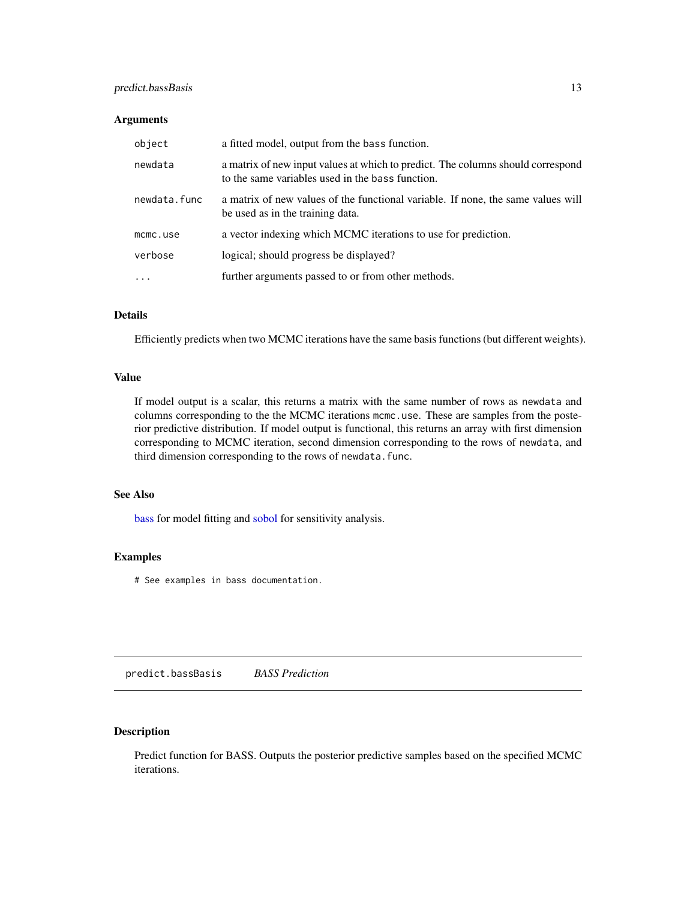### Arguments

| | |
|---|---|
| `object` | a fitted model, output from the `bass` function. |
| `newdata` | a matrix of new input values at which to predict. The columns should correspond to the same variables used in the `bass` function. |
| `newdata.func` | a matrix of new values of the functional variable. If none, the same values will be used as in the training data. |
| `mcmc.use` | a vector indexing which MCMC iterations to use for prediction. |
| `verbose` | logical; should progress be displayed? |
| `...` | further arguments passed to or from other methods. |

### Details

Efficiently predicts when two MCMC iterations have the same basis functions (but different weights).

### Value

If model output is a scalar, this returns a matrix with the same number of rows as `newdata` and columns corresponding to the the MCMC iterations `mcmc.use`. These are samples from the posterior predictive distribution. If model output is functional, this returns an array with first dimension corresponding to MCMC iteration, second dimension corresponding to the rows of `newdata`, and third dimension corresponding to the rows of `newdata.func`.

### See Also

bass for model fitting and sobol for sensitivity analysis.

### Examples

```
# See examples in bass documentation.
```

---

## predict.bassBasis &nbsp;&nbsp;&nbsp; *BASS Prediction*

### Description

Predict function for BASS. Outputs the posterior predictive samples based on the specified MCMC iterations.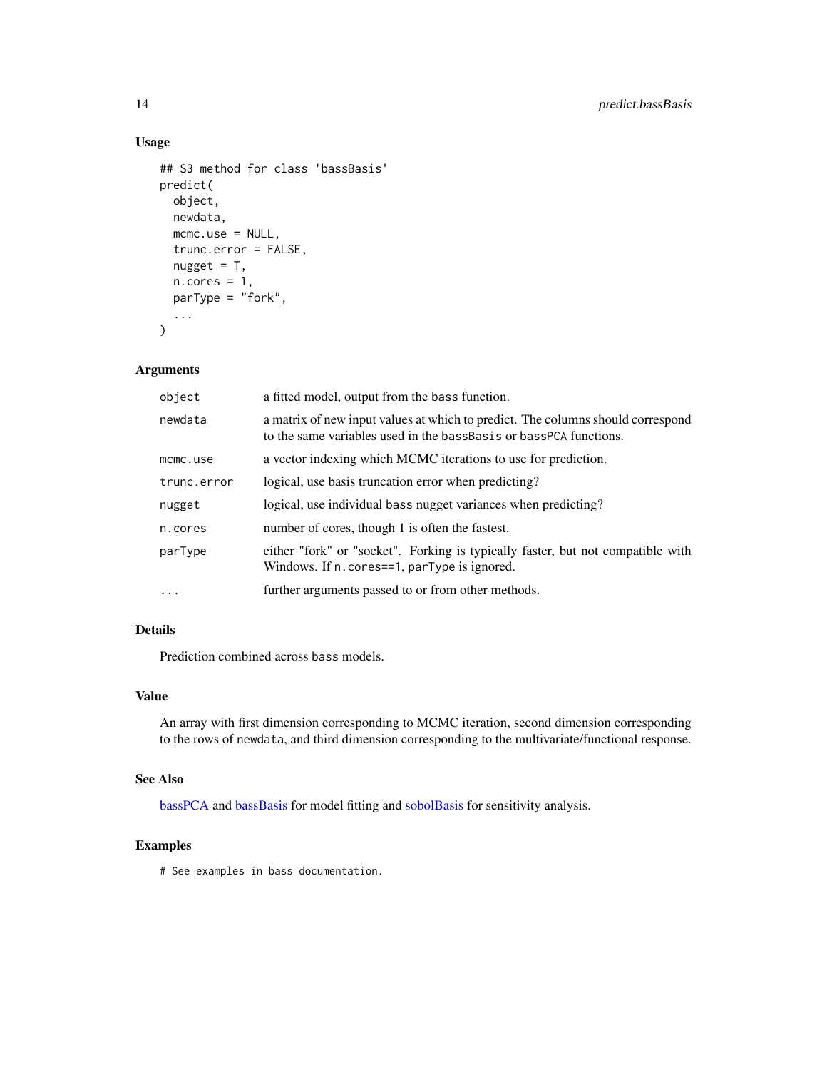## Usage

```
## S3 method for class 'bassBasis'
predict(
  object,
  newdata,
  mcmc.use = NULL,
  trunc.error = FALSE,
  nugget = T,
  n.cores = 1,
  parType = "fork",
  ...
)
```

## Arguments

| | |
|---|---|
| object | a fitted model, output from the bass function. |
| newdata | a matrix of new input values at which to predict. The columns should correspond to the same variables used in the bassBasis or bassPCA functions. |
| mcmc.use | a vector indexing which MCMC iterations to use for prediction. |
| trunc.error | logical, use basis truncation error when predicting? |
| nugget | logical, use individual bass nugget variances when predicting? |
| n.cores | number of cores, though 1 is often the fastest. |
| parType | either "fork" or "socket". Forking is typically faster, but not compatible with Windows. If n.cores==1, parType is ignored. |
| ... | further arguments passed to or from other methods. |

## Details

Prediction combined across bass models.

## Value

An array with first dimension corresponding to MCMC iteration, second dimension corresponding to the rows of newdata, and third dimension corresponding to the multivariate/functional response.

## See Also

bassPCA and bassBasis for model fitting and sobolBasis for sensitivity analysis.

## Examples

```
# See examples in bass documentation.
```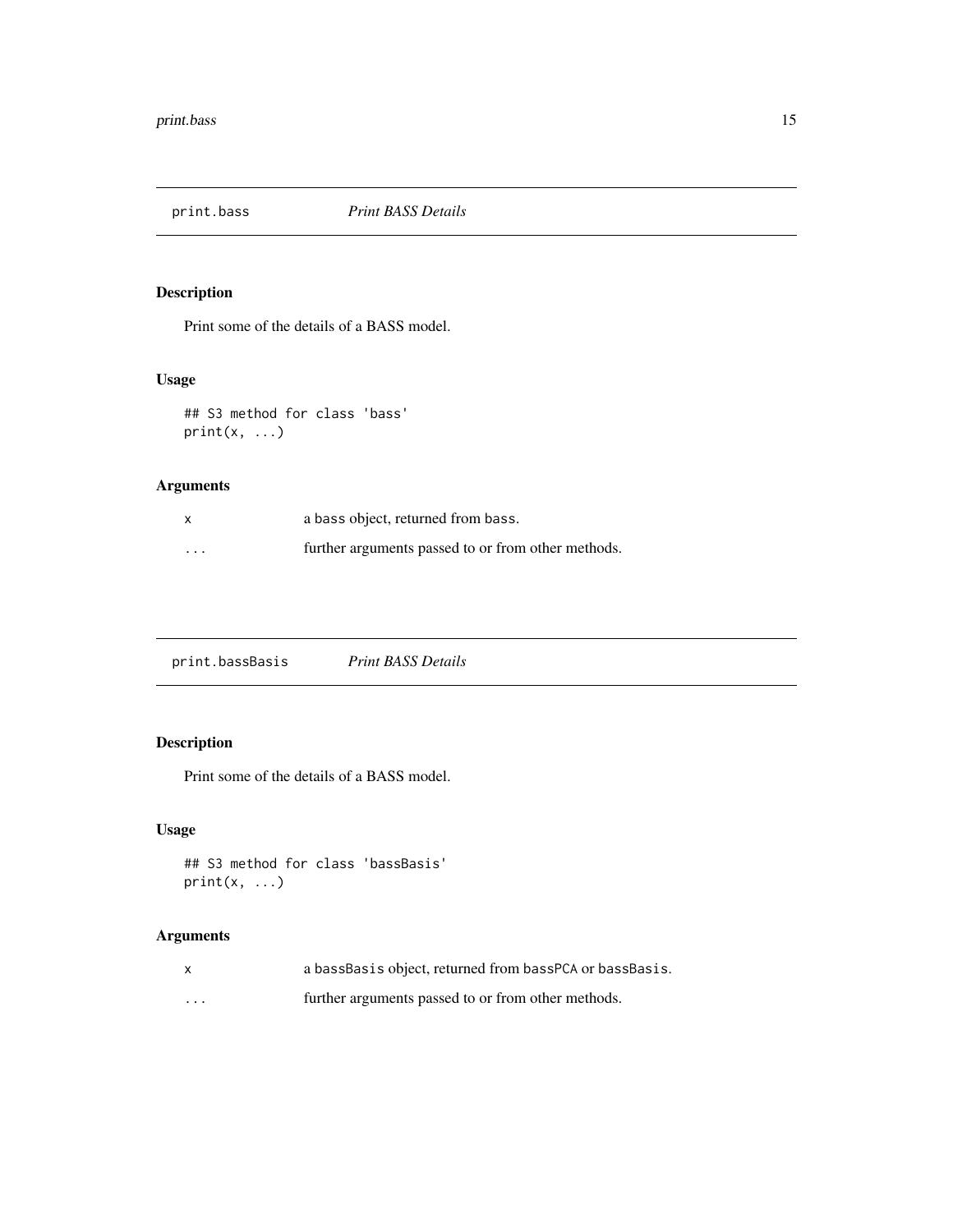## print.bass *Print BASS Details*

### Description

Print some of the details of a BASS model.

### Usage

```
## S3 method for class 'bass'
print(x, ...)
```

### Arguments

| | |
|---|---|
| x | a bass object, returned from bass. |
| ... | further arguments passed to or from other methods. |

## print.bassBasis *Print BASS Details*

### Description

Print some of the details of a BASS model.

### Usage

```
## S3 method for class 'bassBasis'
print(x, ...)
```

### Arguments

| | |
|---|---|
| x | a bassBasis object, returned from bassPCA or bassBasis. |
| ... | further arguments passed to or from other methods. |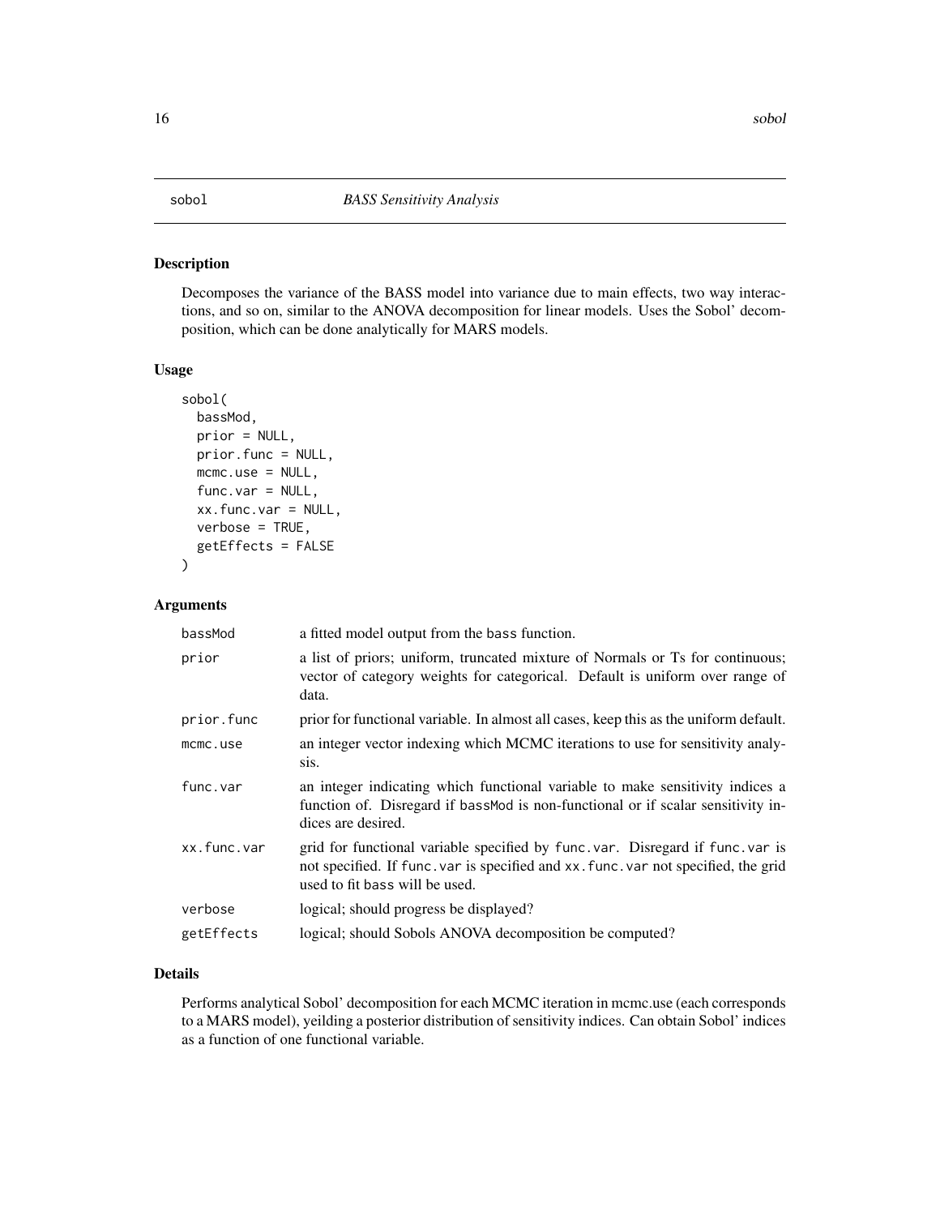sobol *BASS Sensitivity Analysis*

### Description

Decomposes the variance of the BASS model into variance due to main effects, two way interactions, and so on, similar to the ANOVA decomposition for linear models. Uses the Sobol' decomposition, which can be done analytically for MARS models.

### Usage

```
sobol(
  bassMod,
  prior = NULL,
  prior.func = NULL,
  mcmc.use = NULL,
  func.var = NULL,
  xx.func.var = NULL,
  verbose = TRUE,
  getEffects = FALSE
)
```

### Arguments

| | |
|---|---|
| bassMod | a fitted model output from the bass function. |
| prior | a list of priors; uniform, truncated mixture of Normals or Ts for continuous; vector of category weights for categorical. Default is uniform over range of data. |
| prior.func | prior for functional variable. In almost all cases, keep this as the uniform default. |
| mcmc.use | an integer vector indexing which MCMC iterations to use for sensitivity analysis. |
| func.var | an integer indicating which functional variable to make sensitivity indices a function of. Disregard if bassMod is non-functional or if scalar sensitivity indices are desired. |
| xx.func.var | grid for functional variable specified by func.var. Disregard if func.var is not specified. If func.var is specified and xx.func.var not specified, the grid used to fit bass will be used. |
| verbose | logical; should progress be displayed? |
| getEffects | logical; should Sobols ANOVA decomposition be computed? |

### Details

Performs analytical Sobol' decomposition for each MCMC iteration in mcmc.use (each corresponds to a MARS model), yeilding a posterior distribution of sensitivity indices. Can obtain Sobol' indices as a function of one functional variable.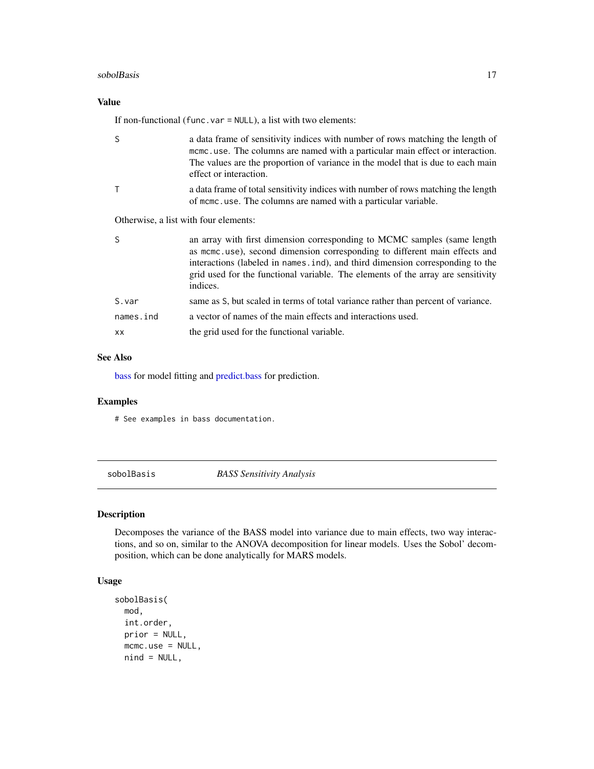## Value

If non-functional (`func.var = NULL`), a list with two elements:

| | |
|---|---|
| S | a data frame of sensitivity indices with number of rows matching the length of `mcmc.use`. The columns are named with a particular main effect or interaction. The values are the proportion of variance in the model that is due to each main effect or interaction. |
| T | a data frame of total sensitivity indices with number of rows matching the length of `mcmc.use`. The columns are named with a particular variable. |

Otherwise, a list with four elements:

| | |
|---|---|
| S | an array with first dimension corresponding to MCMC samples (same length as `mcmc.use`), second dimension corresponding to different main effects and interactions (labeled in `names.ind`), and third dimension corresponding to the grid used for the functional variable. The elements of the array are sensitivity indices. |
| S.var | same as S, but scaled in terms of total variance rather than percent of variance. |
| names.ind | a vector of names of the main effects and interactions used. |
| xx | the grid used for the functional variable. |

## See Also

bass for model fitting and predict.bass for prediction.

## Examples

```
# See examples in bass documentation.
```

---

# sobolBasis — *BASS Sensitivity Analysis*

## Description

Decomposes the variance of the BASS model into variance due to main effects, two way interactions, and so on, similar to the ANOVA decomposition for linear models. Uses the Sobol' decomposition, which can be done analytically for MARS models.

## Usage

```
sobolBasis(
  mod,
  int.order,
  prior = NULL,
  mcmc.use = NULL,
  nind = NULL,
```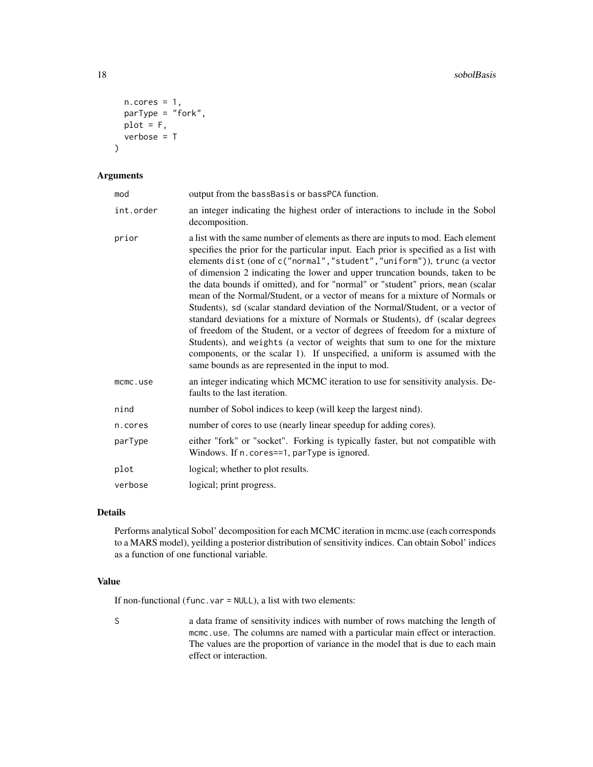```
  n.cores = 1,
  parType = "fork",
  plot = F,
  verbose = T
)
```

### Arguments

| Argument | Description |
|---|---|
| mod | output from the bassBasis or bassPCA function. |
| int.order | an integer indicating the highest order of interactions to include in the Sobol decomposition. |
| prior | a list with the same number of elements as there are inputs to mod. Each element specifies the prior for the particular input. Each prior is specified as a list with elements dist (one of c("normal","student","uniform")), trunc (a vector of dimension 2 indicating the lower and upper truncation bounds, taken to be the data bounds if omitted), and for "normal" or "student" priors, mean (scalar mean of the Normal/Student, or a vector of means for a mixture of Normals or Students), sd (scalar standard deviation of the Normal/Student, or a vector of standard deviations for a mixture of Normals or Students), df (scalar degrees of freedom of the Student, or a vector of degrees of freedom for a mixture of Students), and weights (a vector of weights that sum to one for the mixture components, or the scalar 1). If unspecified, a uniform is assumed with the same bounds as are represented in the input to mod. |
| mcmc.use | an integer indicating which MCMC iteration to use for sensitivity analysis. Defaults to the last iteration. |
| nind | number of Sobol indices to keep (will keep the largest nind). |
| n.cores | number of cores to use (nearly linear speedup for adding cores). |
| parType | either "fork" or "socket". Forking is typically faster, but not compatible with Windows. If n.cores==1, parType is ignored. |
| plot | logical; whether to plot results. |
| verbose | logical; print progress. |

### Details

Performs analytical Sobol' decomposition for each MCMC iteration in mcmc.use (each corresponds to a MARS model), yeilding a posterior distribution of sensitivity indices. Can obtain Sobol' indices as a function of one functional variable.

### Value

If non-functional (func.var = NULL), a list with two elements:

| | |
|---|---|
| S | a data frame of sensitivity indices with number of rows matching the length of mcmc.use. The columns are named with a particular main effect or interaction. The values are the proportion of variance in the model that is due to each main effect or interaction. |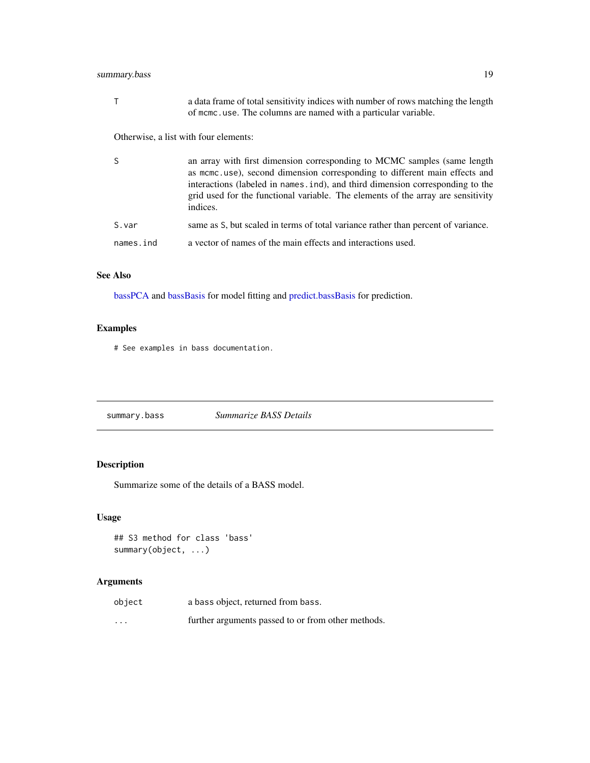T
: a data frame of total sensitivity indices with number of rows matching the length of mcmc.use. The columns are named with a particular variable.

Otherwise, a list with four elements:

S
: an array with first dimension corresponding to MCMC samples (same length as mcmc.use), second dimension corresponding to different main effects and interactions (labeled in names.ind), and third dimension corresponding to the grid used for the functional variable. The elements of the array are sensitivity indices.

S.var
: same as S, but scaled in terms of total variance rather than percent of variance.

names.ind
: a vector of names of the main effects and interactions used.

### See Also

bassPCA and bassBasis for model fitting and predict.bassBasis for prediction.

### Examples

```
# See examples in bass documentation.
```

---

## summary.bass    *Summarize BASS Details*

### Description

Summarize some of the details of a BASS model.

### Usage

```
## S3 method for class 'bass'
summary(object, ...)
```

### Arguments

object
: a bass object, returned from bass.

...
: further arguments passed to or from other methods.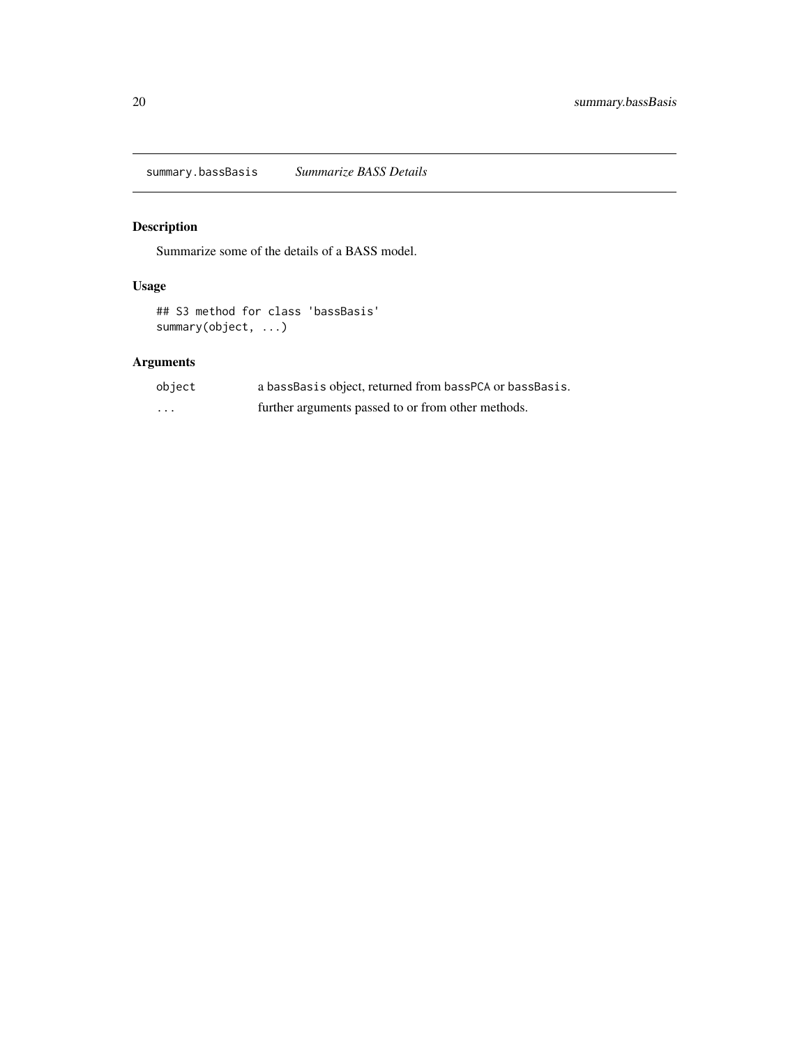summary.bassBasis *Summarize BASS Details*

## Description

Summarize some of the details of a BASS model.

## Usage

```
## S3 method for class 'bassBasis'
summary(object, ...)
```

## Arguments

| | |
|---|---|
| object | a `bassBasis` object, returned from `bassPCA` or `bassBasis`. |
| ... | further arguments passed to or from other methods. |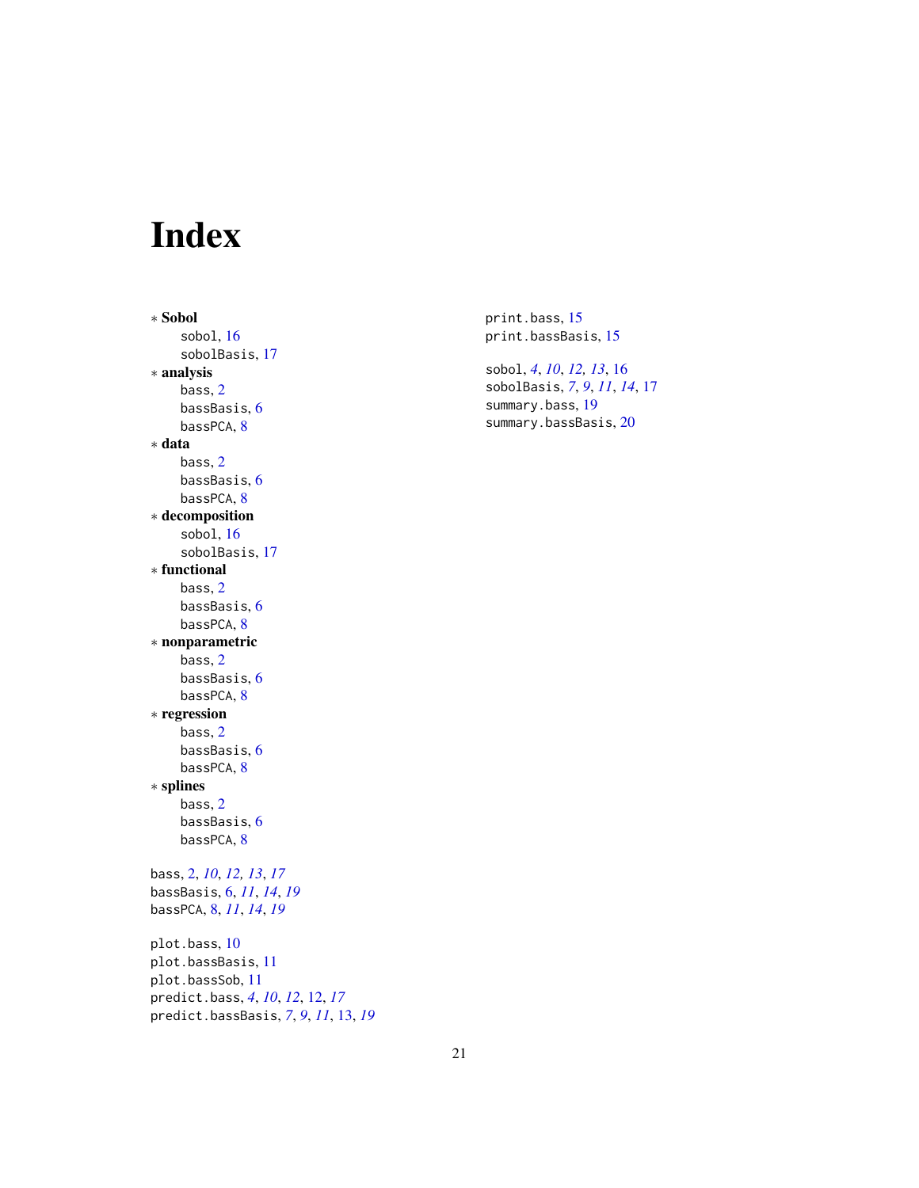# Index

∗ **Sobol**
  sobol, 16
  sobolBasis, 17

∗ **analysis**
  bass, 2
  bassBasis, 6
  bassPCA, 8

∗ **data**
  bass, 2
  bassBasis, 6
  bassPCA, 8

∗ **decomposition**
  sobol, 16
  sobolBasis, 17

∗ **functional**
  bass, 2
  bassBasis, 6
  bassPCA, 8

∗ **nonparametric**
  bass, 2
  bassBasis, 6
  bassPCA, 8

∗ **regression**
  bass, 2
  bassBasis, 6
  bassPCA, 8

∗ **splines**
  bass, 2
  bassBasis, 6
  bassPCA, 8

bass, 2, *10*, *12, 13*, *17*
bassBasis, 6, *11*, *14*, *19*
bassPCA, 8, *11*, *14*, *19*

plot.bass, 10
plot.bassBasis, 11
plot.bassSob, 11
predict.bass, *4*, *10*, *12*, 12, *17*
predict.bassBasis, *7*, *9*, *11*, 13, *19*
print.bass, 15
print.bassBasis, 15

sobol, *4*, *10*, *12, 13*, 16
sobolBasis, *7*, *9*, *11*, *14*, 17
summary.bass, 19
summary.bassBasis, 20